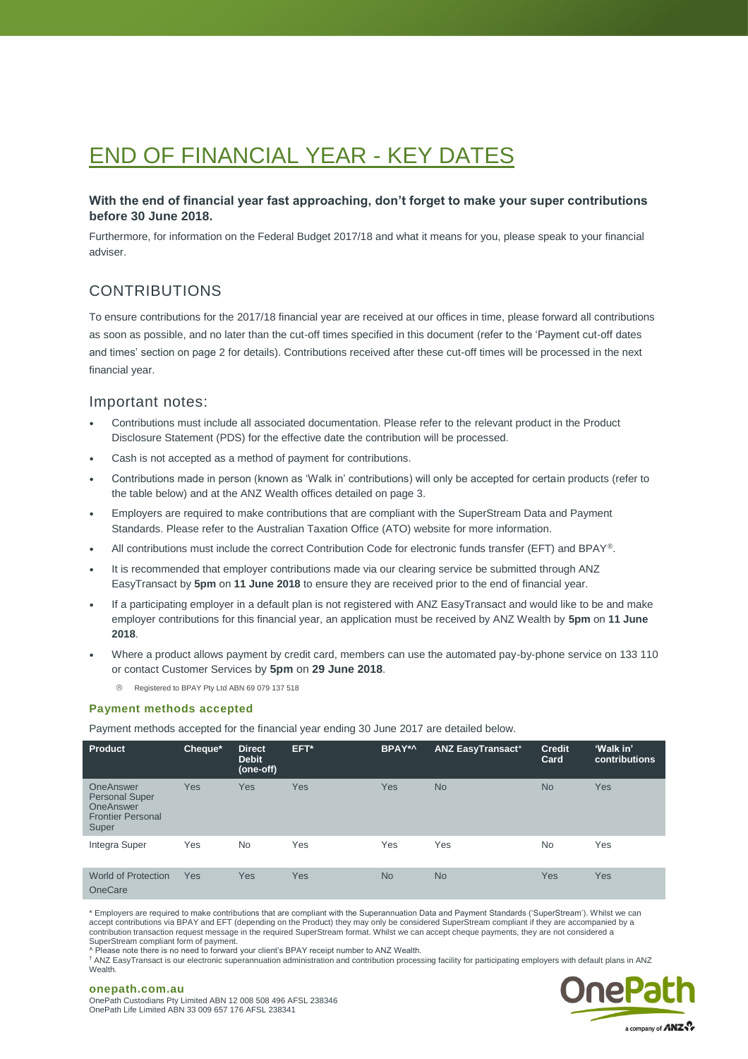# END OF FINANCIAL YEAR - KEY DATES

**With the end of financial year fast approaching, don't forget to make your super contributions before 30 June 2018.**

Furthermore, for information on the Federal Budget 2017/18 and what it means for you, please speak to your financial adviser.

## CONTRIBUTIONS

To ensure contributions for the 2017/18 financial year are received at our offices in time, please forward all contributions as soon as possible, and no later than the cut-off times specified in this document (refer to the 'Payment cut-off dates and times' section on page 2 for details). Contributions received after these cut-off times will be processed in the next financial year.

### Important notes:

- Contributions must include all associated documentation. Please refer to the relevant product in the Product Disclosure Statement (PDS) for the effective date the contribution will be processed.
- Cash is not accepted as a method of payment for contributions.
- Contributions made in person (known as 'Walk in' contributions) will only be accepted for certain products (refer to the table below) and at the ANZ Wealth offices detailed on page 3.
- Employers are required to make contributions that are compliant with the SuperStream Data and Payment Standards. Please refer to the Australian Taxation Office (ATO) website for more information.
- All contributions must include the correct Contribution Code for electronic funds transfer (EFT) and BPAY®.
- It is recommended that employer contributions made via our clearing service be submitted through ANZ EasyTransact by **5pm** on **11 June 2018** to ensure they are received prior to the end of financial year.
- If a participating employer in a default plan is not registered with ANZ EasyTransact and would like to be and make employer contributions for this financial year, an application must be received by ANZ Wealth by **5pm** on **11 June 2018**.
- Where a product allows payment by credit card, members can use the automated pay-by-phone service on 133 110 or contact Customer Services by **5pm** on **29 June 2018**.

® Registered to BPAY Pty Ltd ABN 69 079 137 518

#### Payment methods accepted

Payment methods accepted for the financial year ending 30 June 2017 are detailed below.

| Product | Cheque* | Direct Debit (one-off) | EFT* | BPAY*^ | ANZ EasyTransact† | Credit Card | 'Walk in' contributions |
|---|---|---|---|---|---|---|---|
| OneAnswer Personal Super OneAnswer Frontier Personal Super | Yes | Yes | Yes | Yes | No | No | Yes |
| Integra Super | Yes | No | Yes | Yes | Yes | No | Yes |
| World of Protection OneCare | Yes | Yes | Yes | No | No | Yes | Yes |

\* Employers are required to make contributions that are compliant with the Superannuation Data and Payment Standards ('SuperStream'). Whilst we can accept contributions via BPAY and EFT (depending on the Product) they may only be considered SuperStream compliant if they are accompanied by a contribution transaction request message in the required SuperStream format. Whilst we can accept cheque payments, they are not considered a SuperStream compliant form of payment.

^ Please note there is no need to forward your client's BPAY receipt number to ANZ Wealth.

† ANZ EasyTransact is our electronic superannuation administration and contribution processing facility for participating employers with default plans in ANZ Wealth.

**onepath.com.au**

OnePath Custodians Pty Limited ABN 12 008 508 496 AFSL 238346
OnePath Life Limited ABN 33 009 657 176 AFSL 238341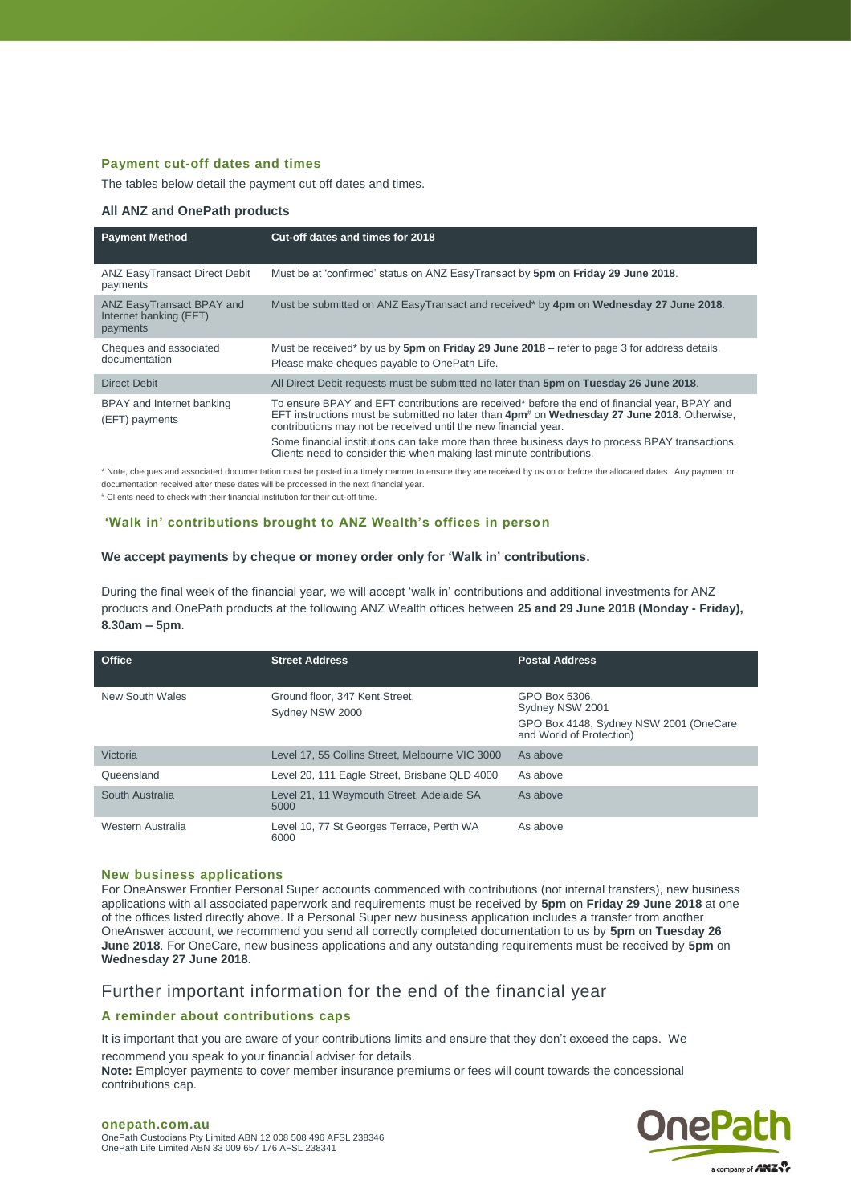### Payment cut-off dates and times

The tables below detail the payment cut off dates and times.

#### All ANZ and OnePath products

| Payment Method | Cut-off dates and times for 2018 |
|---|---|
| ANZ EasyTransact Direct Debit payments | Must be at 'confirmed' status on ANZ EasyTransact by **5pm** on **Friday 29 June 2018**. |
| ANZ EasyTransact BPAY and Internet banking (EFT) payments | Must be submitted on ANZ EasyTransact and received* by **4pm** on **Wednesday 27 June 2018**. |
| Cheques and associated documentation | Must be received* by us by **5pm** on **Friday 29 June 2018** – refer to page 3 for address details. Please make cheques payable to OnePath Life. |
| Direct Debit | All Direct Debit requests must be submitted no later than **5pm** on **Tuesday 26 June 2018**. |
| BPAY and Internet banking (EFT) payments | To ensure BPAY and EFT contributions are received* before the end of financial year, BPAY and EFT instructions must be submitted no later than **4pm**# on **Wednesday 27 June 2018**. Otherwise, contributions may not be received until the new financial year. Some financial institutions can take more than three business days to process BPAY transactions. Clients need to consider this when making last minute contributions. |

* Note, cheques and associated documentation must be posted in a timely manner to ensure they are received by us on or before the allocated dates. Any payment or documentation received after these dates will be processed in the next financial year.
# Clients need to check with their financial institution for their cut-off time.

### 'Walk in' contributions brought to ANZ Wealth's offices in person

**We accept payments by cheque or money order only for 'Walk in' contributions.**

During the final week of the financial year, we will accept 'walk in' contributions and additional investments for ANZ products and OnePath products at the following ANZ Wealth offices between **25 and 29 June 2018 (Monday - Friday), 8.30am – 5pm**.

| Office | Street Address | Postal Address |
|---|---|---|
| New South Wales | Ground floor, 347 Kent Street, Sydney NSW 2000 | GPO Box 5306, Sydney NSW 2001<br>GPO Box 4148, Sydney NSW 2001 (OneCare and World of Protection) |
| Victoria | Level 17, 55 Collins Street, Melbourne VIC 3000 | As above |
| Queensland | Level 20, 111 Eagle Street, Brisbane QLD 4000 | As above |
| South Australia | Level 21, 11 Waymouth Street, Adelaide SA 5000 | As above |
| Western Australia | Level 10, 77 St Georges Terrace, Perth WA 6000 | As above |

### New business applications

For OneAnswer Frontier Personal Super accounts commenced with contributions (not internal transfers), new business applications with all associated paperwork and requirements must be received by **5pm** on **Friday 29 June 2018** at one of the offices listed directly above. If a Personal Super new business application includes a transfer from another OneAnswer account, we recommend you send all correctly completed documentation to us by **5pm** on **Tuesday 26 June 2018**. For OneCare, new business applications and any outstanding requirements must be received by **5pm** on **Wednesday 27 June 2018**.

## Further important information for the end of the financial year

### A reminder about contributions caps

It is important that you are aware of your contributions limits and ensure that they don't exceed the caps. We recommend you speak to your financial adviser for details.

**Note:** Employer payments to cover member insurance premiums or fees will count towards the concessional contributions cap.

**onepath.com.au**
OnePath Custodians Pty Limited ABN 12 008 508 496 AFSL 238346
OnePath Life Limited ABN 33 009 657 176 AFSL 238341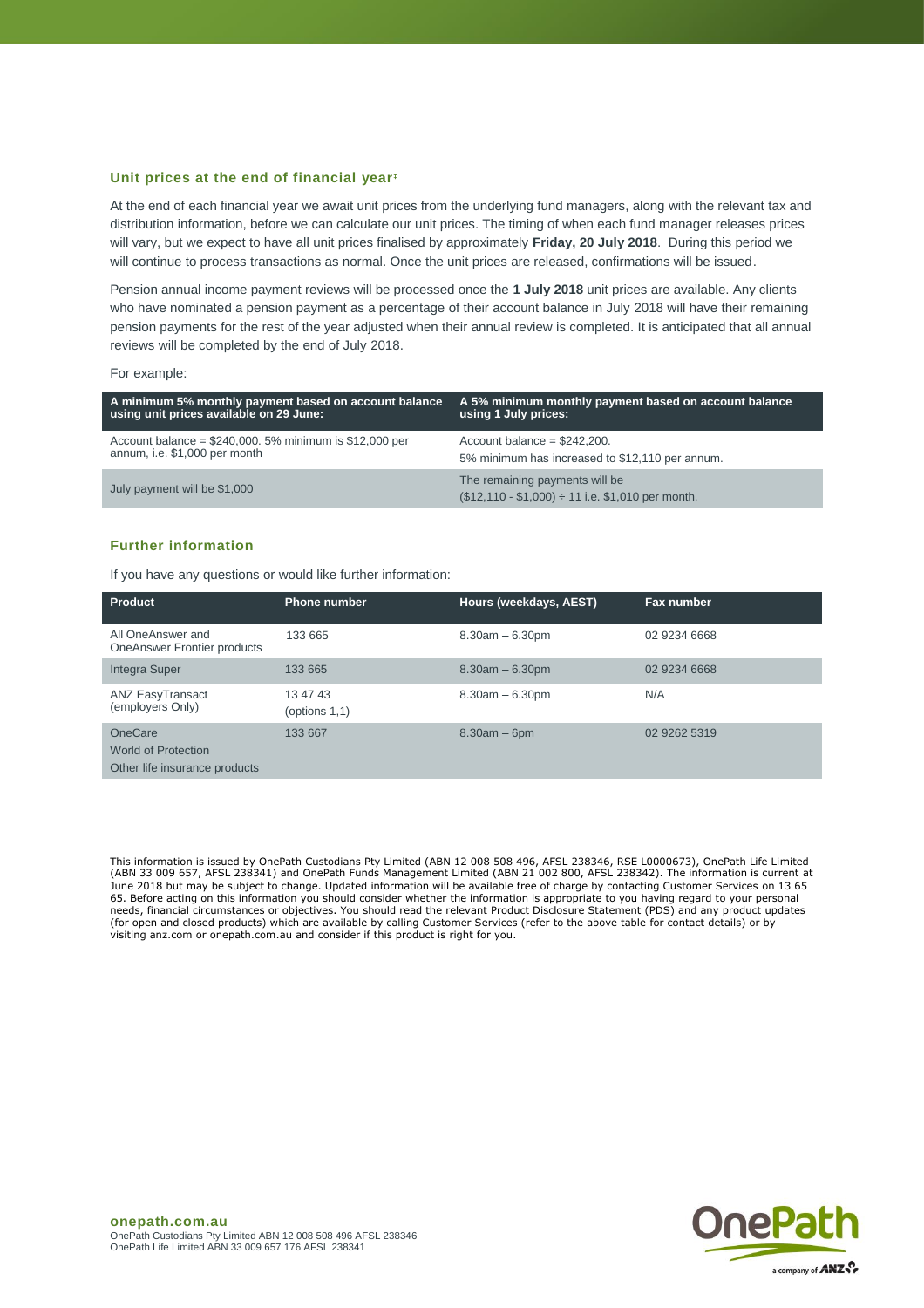## Unit prices at the end of financial year‡

At the end of each financial year we await unit prices from the underlying fund managers, along with the relevant tax and distribution information, before we can calculate our unit prices. The timing of when each fund manager releases prices will vary, but we expect to have all unit prices finalised by approximately **Friday, 20 July 2018**. During this period we will continue to process transactions as normal. Once the unit prices are released, confirmations will be issued.

Pension annual income payment reviews will be processed once the **1 July 2018** unit prices are available. Any clients who have nominated a pension payment as a percentage of their account balance in July 2018 will have their remaining pension payments for the rest of the year adjusted when their annual review is completed. It is anticipated that all annual reviews will be completed by the end of July 2018.

For example:

| A minimum 5% monthly payment based on account balance using unit prices available on 29 June: | A 5% minimum monthly payment based on account balance using 1 July prices: |
|---|---|
| Account balance = $240,000. 5% minimum is $12,000 per annum, i.e. $1,000 per month | Account balance = $242,200. 5% minimum has increased to $12,110 per annum. |
| July payment will be $1,000 | The remaining payments will be ($12,110 - $1,000) ÷ 11 i.e. $1,010 per month. |

## Further information

If you have any questions or would like further information:

| Product | Phone number | Hours (weekdays, AEST) | Fax number |
|---|---|---|---|
| All OneAnswer and OneAnswer Frontier products | 133 665 | 8.30am – 6.30pm | 02 9234 6668 |
| Integra Super | 133 665 | 8.30am – 6.30pm | 02 9234 6668 |
| ANZ EasyTransact (employers Only) | 13 47 43 (options 1,1) | 8.30am – 6.30pm | N/A |
| OneCare<br>World of Protection<br>Other life insurance products | 133 667 | 8.30am – 6pm | 02 9262 5319 |

This information is issued by OnePath Custodians Pty Limited (ABN 12 008 508 496, AFSL 238346, RSE L0000673), OnePath Life Limited (ABN 33 009 657, AFSL 238341) and OnePath Funds Management Limited (ABN 21 002 800, AFSL 238342). The information is current at June 2018 but may be subject to change. Updated information will be available free of charge by contacting Customer Services on 13 65 65. Before acting on this information you should consider whether the information is appropriate to you having regard to your personal needs, financial circumstances or objectives. You should read the relevant Product Disclosure Statement (PDS) and any product updates (for open and closed products) which are available by calling Customer Services (refer to the above table for contact details) or by visiting anz.com or onepath.com.au and consider if this product is right for you.

**onepath.com.au**
OnePath Custodians Pty Limited ABN 12 008 508 496 AFSL 238346
OnePath Life Limited ABN 33 009 657 176 AFSL 238341